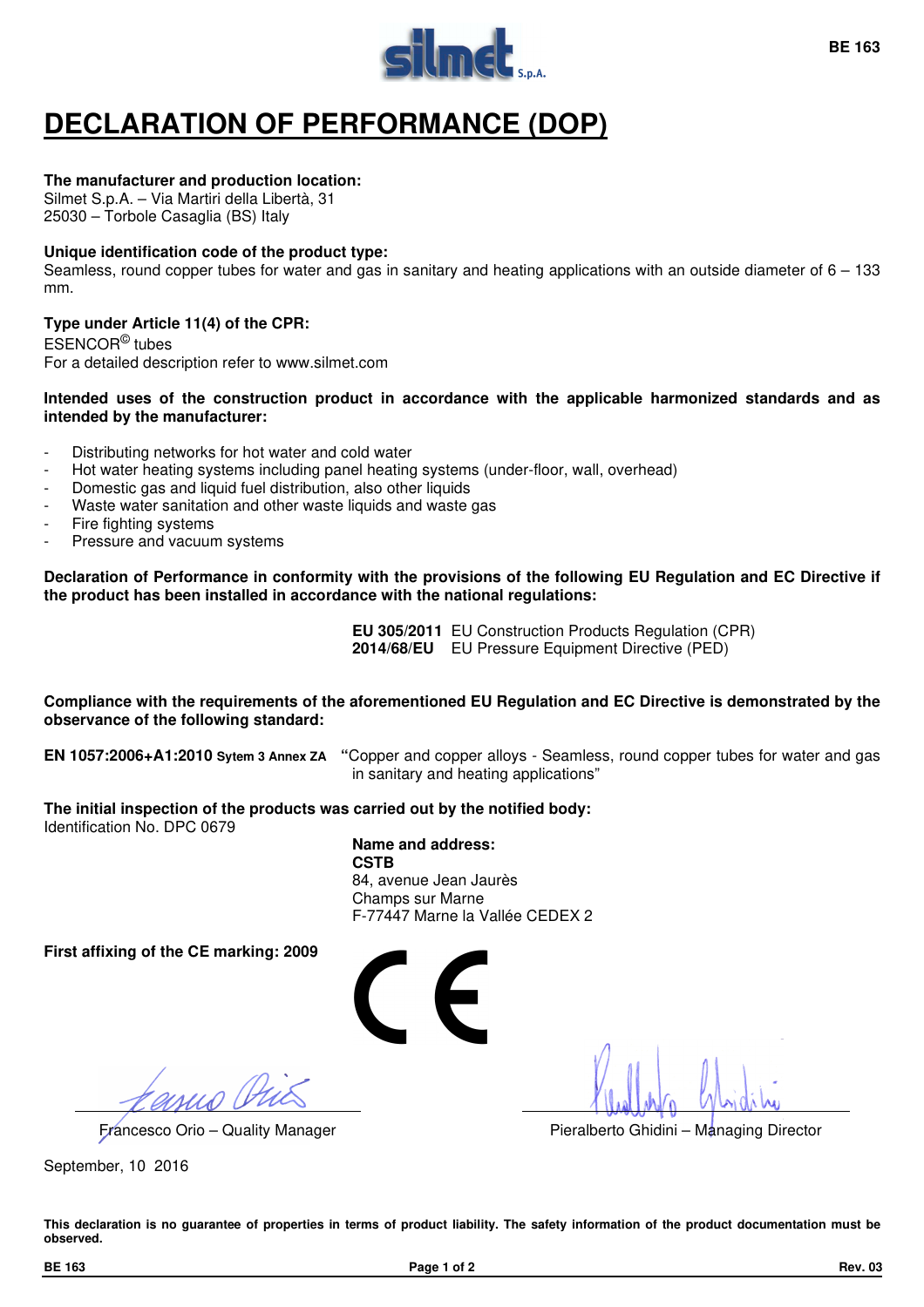# DECLARATION OF PERFORMANCE (DOP)

**The manufacturer and production location:**
Silmet S.p.A. – Via Martiri della Libertà, 31
25030 – Torbole Casaglia (BS) Italy

**Unique identification code of the product type:**
Seamless, round copper tubes for water and gas in sanitary and heating applications with an outside diameter of 6 – 133 mm.

**Type under Article 11(4) of the CPR:**
ESENCOR© tubes
For a detailed description refer to www.silmet.com

**Intended uses of the construction product in accordance with the applicable harmonized standards and as intended by the manufacturer:**

- Distributing networks for hot water and cold water
- Hot water heating systems including panel heating systems (under-floor, wall, overhead)
- Domestic gas and liquid fuel distribution, also other liquids
- Waste water sanitation and other waste liquids and waste gas
- Fire fighting systems
- Pressure and vacuum systems

**Declaration of Performance in conformity with the provisions of the following EU Regulation and EC Directive if the product has been installed in accordance with the national regulations:**

**EU 305/2011** EU Construction Products Regulation (CPR)
**2014/68/EU** EU Pressure Equipment Directive (PED)

**Compliance with the requirements of the aforementioned EU Regulation and EC Directive is demonstrated by the observance of the following standard:**

**EN 1057:2006+A1:2010 Sytem 3 Annex ZA** "Copper and copper alloys - Seamless, round copper tubes for water and gas in sanitary and heating applications"

**The initial inspection of the products was carried out by the notified body:**
Identification No. DPC 0679

**Name and address:**
**CSTB**
84, avenue Jean Jaurès
Champs sur Marne
F-77447 Marne la Vallée CEDEX 2

**First affixing of the CE marking: 2009**

Francesco Orio – Quality Manager

Pieralberto Ghidini – Managing Director

September, 10 2016

**This declaration is no guarantee of properties in terms of product liability. The safety information of the product documentation must be observed.**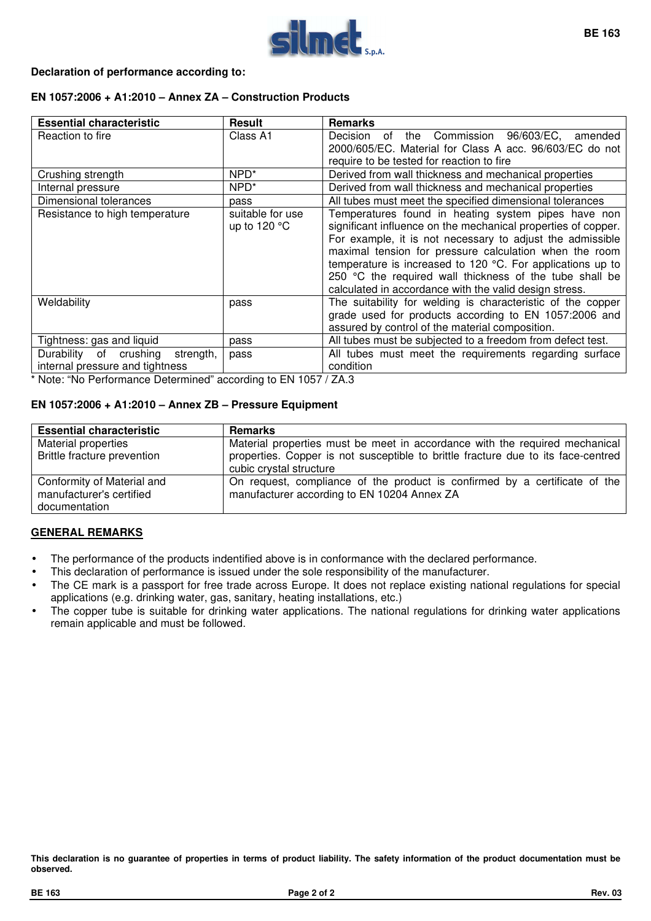**Declaration of performance according to:**

**EN 1057:2006 + A1:2010 – Annex ZA – Construction Products**

| **Essential characteristic** | **Result** | **Remarks** |
|---|---|---|
| Reaction to fire | Class A1 | Decision of the Commission 96/603/EC, amended 2000/605/EC. Material for Class A acc. 96/603/EC do not require to be tested for reaction to fire |
| Crushing strength | NPD* | Derived from wall thickness and mechanical properties |
| Internal pressure | NPD* | Derived from wall thickness and mechanical properties |
| Dimensional tolerances | pass | All tubes must meet the specified dimensional tolerances |
| Resistance to high temperature | suitable for use up to 120 °C | Temperatures found in heating system pipes have non significant influence on the mechanical properties of copper. For example, it is not necessary to adjust the admissible maximal tension for pressure calculation when the room temperature is increased to 120 °C. For applications up to 250 °C the required wall thickness of the tube shall be calculated in accordance with the valid design stress. |
| Weldability | pass | The suitability for welding is characteristic of the copper grade used for products according to EN 1057:2006 and assured by control of the material composition. |
| Tightness: gas and liquid | pass | All tubes must be subjected to a freedom from defect test. |
| Durability of crushing strength, internal pressure and tightness | pass | All tubes must meet the requirements regarding surface condition |

* Note: “No Performance Determined” according to EN 1057 / ZA.3

**EN 1057:2006 + A1:2010 – Annex ZB – Pressure Equipment**

| **Essential characteristic** | **Remarks** |
|---|---|
| Material properties<br>Brittle fracture prevention | Material properties must be meet in accordance with the required mechanical properties. Copper is not susceptible to brittle fracture due to its face-centred cubic crystal structure |
| Conformity of Material and manufacturer's certified documentation | On request, compliance of the product is confirmed by a certificate of the manufacturer according to EN 10204 Annex ZA |

**GENERAL REMARKS**

- The performance of the products indentified above is in conformance with the declared performance.
- This declaration of performance is issued under the sole responsibility of the manufacturer.
- The CE mark is a passport for free trade across Europe. It does not replace existing national regulations for special applications (e.g. drinking water, gas, sanitary, heating installations, etc.)
- The copper tube is suitable for drinking water applications. The national regulations for drinking water applications remain applicable and must be followed.

**This declaration is no guarantee of properties in terms of product liability. The safety information of the product documentation must be observed.**